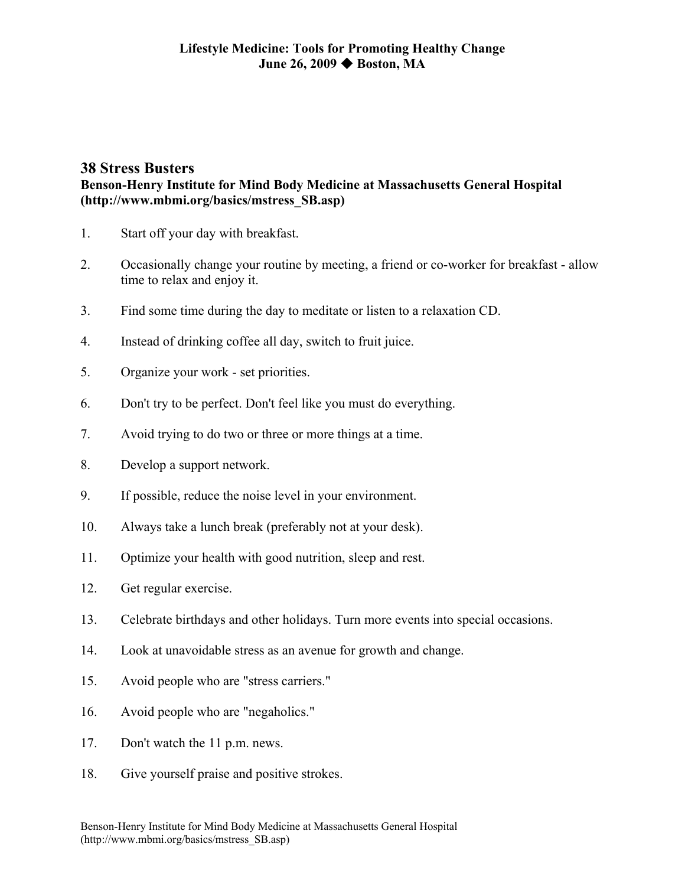**Lifestyle Medicine: Tools for Promoting Healthy Change**
**June 26, 2009 ◆ Boston, MA**

## 38 Stress Busters

**Benson-Henry Institute for Mind Body Medicine at Massachusetts General Hospital (http://www.mbmi.org/basics/mstress_SB.asp)**

1. Start off your day with breakfast.
2. Occasionally change your routine by meeting, a friend or co-worker for breakfast - allow time to relax and enjoy it.
3. Find some time during the day to meditate or listen to a relaxation CD.
4. Instead of drinking coffee all day, switch to fruit juice.
5. Organize your work - set priorities.
6. Don't try to be perfect. Don't feel like you must do everything.
7. Avoid trying to do two or three or more things at a time.
8. Develop a support network.
9. If possible, reduce the noise level in your environment.
10. Always take a lunch break (preferably not at your desk).
11. Optimize your health with good nutrition, sleep and rest.
12. Get regular exercise.
13. Celebrate birthdays and other holidays. Turn more events into special occasions.
14. Look at unavoidable stress as an avenue for growth and change.
15. Avoid people who are "stress carriers."
16. Avoid people who are "negaholics."
17. Don't watch the 11 p.m. news.
18. Give yourself praise and positive strokes.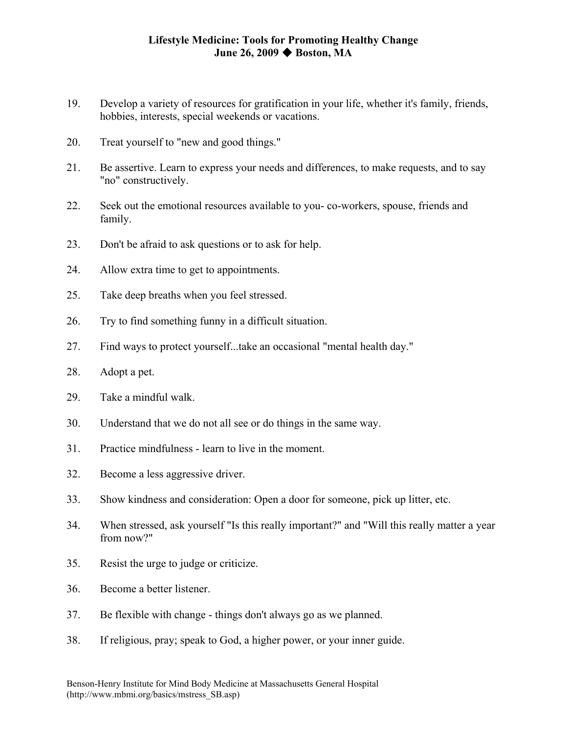19. Develop a variety of resources for gratification in your life, whether it's family, friends, hobbies, interests, special weekends or vacations.

20. Treat yourself to "new and good things."

21. Be assertive. Learn to express your needs and differences, to make requests, and to say "no" constructively.

22. Seek out the emotional resources available to you- co-workers, spouse, friends and family.

23. Don't be afraid to ask questions or to ask for help.

24. Allow extra time to get to appointments.

25. Take deep breaths when you feel stressed.

26. Try to find something funny in a difficult situation.

27. Find ways to protect yourself...take an occasional "mental health day."

28. Adopt a pet.

29. Take a mindful walk.

30. Understand that we do not all see or do things in the same way.

31. Practice mindfulness - learn to live in the moment.

32. Become a less aggressive driver.

33. Show kindness and consideration: Open a door for someone, pick up litter, etc.

34. When stressed, ask yourself "Is this really important?" and "Will this really matter a year from now?"

35. Resist the urge to judge or criticize.

36. Become a better listener.

37. Be flexible with change - things don't always go as we planned.

38. If religious, pray; speak to God, a higher power, or your inner guide.